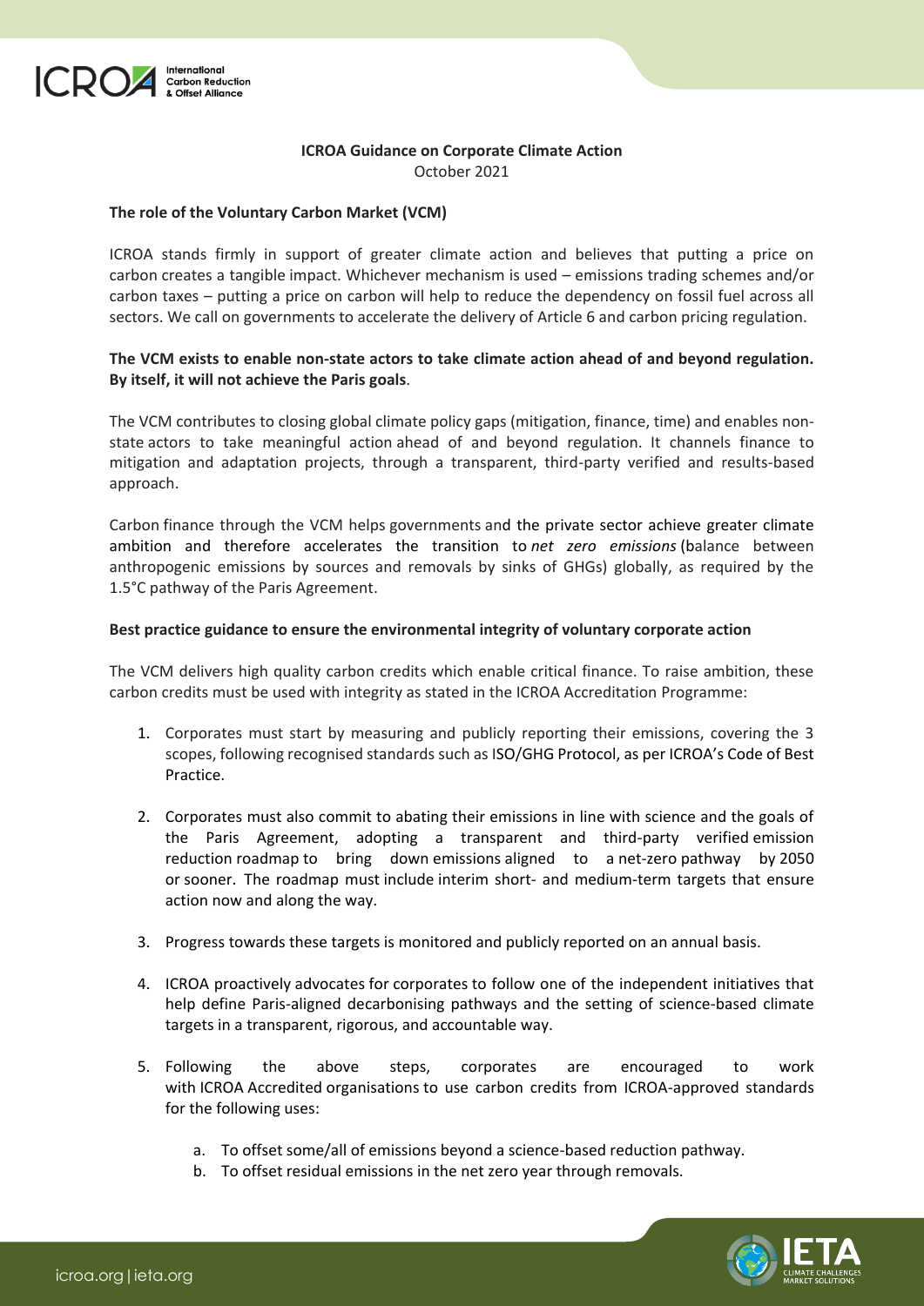**ICROA Guidance on Corporate Climate Action**
October 2021

**The role of the Voluntary Carbon Market (VCM)**

ICROA stands firmly in support of greater climate action and believes that putting a price on carbon creates a tangible impact. Whichever mechanism is used – emissions trading schemes and/or carbon taxes – putting a price on carbon will help to reduce the dependency on fossil fuel across all sectors. We call on governments to accelerate the delivery of Article 6 and carbon pricing regulation.

**The VCM exists to enable non-state actors to take climate action ahead of and beyond regulation. By itself, it will not achieve the Paris goals**.

The VCM contributes to closing global climate policy gaps (mitigation, finance, time) and enables non-state actors to take meaningful action ahead of and beyond regulation. It channels finance to mitigation and adaptation projects, through a transparent, third-party verified and results-based approach.

Carbon finance through the VCM helps governments and the private sector achieve greater climate ambition and therefore accelerates the transition to *net zero emissions* (balance between anthropogenic emissions by sources and removals by sinks of GHGs) globally, as required by the 1.5°C pathway of the Paris Agreement.

**Best practice guidance to ensure the environmental integrity of voluntary corporate action**

The VCM delivers high quality carbon credits which enable critical finance. To raise ambition, these carbon credits must be used with integrity as stated in the ICROA Accreditation Programme:

1. Corporates must start by measuring and publicly reporting their emissions, covering the 3 scopes, following recognised standards such as ISO/GHG Protocol, as per ICROA's Code of Best Practice.

2. Corporates must also commit to abating their emissions in line with science and the goals of the Paris Agreement, adopting a transparent and third-party verified emission reduction roadmap to bring down emissions aligned to a net-zero pathway by 2050 or sooner. The roadmap must include interim short- and medium-term targets that ensure action now and along the way.

3. Progress towards these targets is monitored and publicly reported on an annual basis.

4. ICROA proactively advocates for corporates to follow one of the independent initiatives that help define Paris-aligned decarbonising pathways and the setting of science-based climate targets in a transparent, rigorous, and accountable way.

5. Following the above steps, corporates are encouraged to work with ICROA Accredited organisations to use carbon credits from ICROA-approved standards for the following uses:

    a. To offset some/all of emissions beyond a science-based reduction pathway.
    b. To offset residual emissions in the net zero year through removals.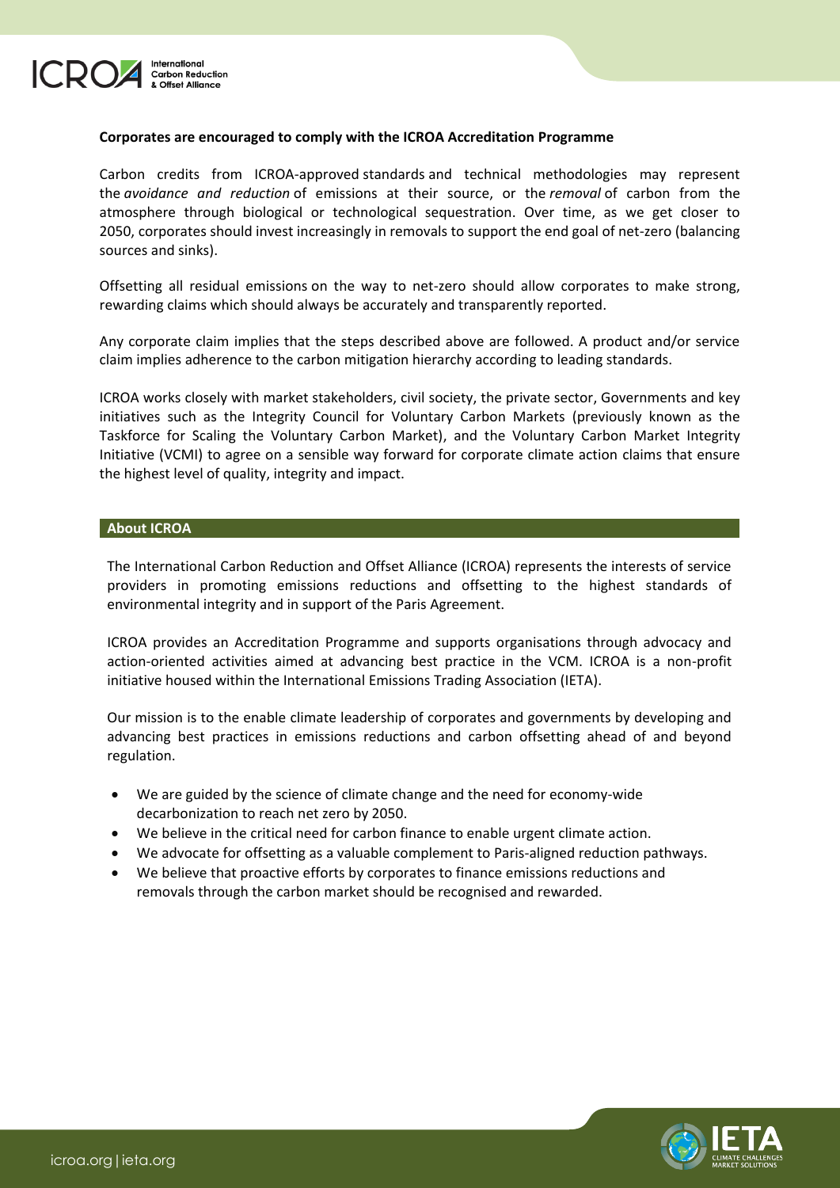**Corporates are encouraged to comply with the ICROA Accreditation Programme**

Carbon credits from ICROA-approved standards and technical methodologies may represent the *avoidance and reduction* of emissions at their source, or the *removal* of carbon from the atmosphere through biological or technological sequestration. Over time, as we get closer to 2050, corporates should invest increasingly in removals to support the end goal of net-zero (balancing sources and sinks).

Offsetting all residual emissions on the way to net-zero should allow corporates to make strong, rewarding claims which should always be accurately and transparently reported.

Any corporate claim implies that the steps described above are followed. A product and/or service claim implies adherence to the carbon mitigation hierarchy according to leading standards.

ICROA works closely with market stakeholders, civil society, the private sector, Governments and key initiatives such as the Integrity Council for Voluntary Carbon Markets (previously known as the Taskforce for Scaling the Voluntary Carbon Market), and the Voluntary Carbon Market Integrity Initiative (VCMI) to agree on a sensible way forward for corporate climate action claims that ensure the highest level of quality, integrity and impact.

## About ICROA

The International Carbon Reduction and Offset Alliance (ICROA) represents the interests of service providers in promoting emissions reductions and offsetting to the highest standards of environmental integrity and in support of the Paris Agreement.

ICROA provides an Accreditation Programme and supports organisations through advocacy and action-oriented activities aimed at advancing best practice in the VCM. ICROA is a non-profit initiative housed within the International Emissions Trading Association (IETA).

Our mission is to the enable climate leadership of corporates and governments by developing and advancing best practices in emissions reductions and carbon offsetting ahead of and beyond regulation.

- We are guided by the science of climate change and the need for economy-wide decarbonization to reach net zero by 2050.
- We believe in the critical need for carbon finance to enable urgent climate action.
- We advocate for offsetting as a valuable complement to Paris-aligned reduction pathways.
- We believe that proactive efforts by corporates to finance emissions reductions and removals through the carbon market should be recognised and rewarded.